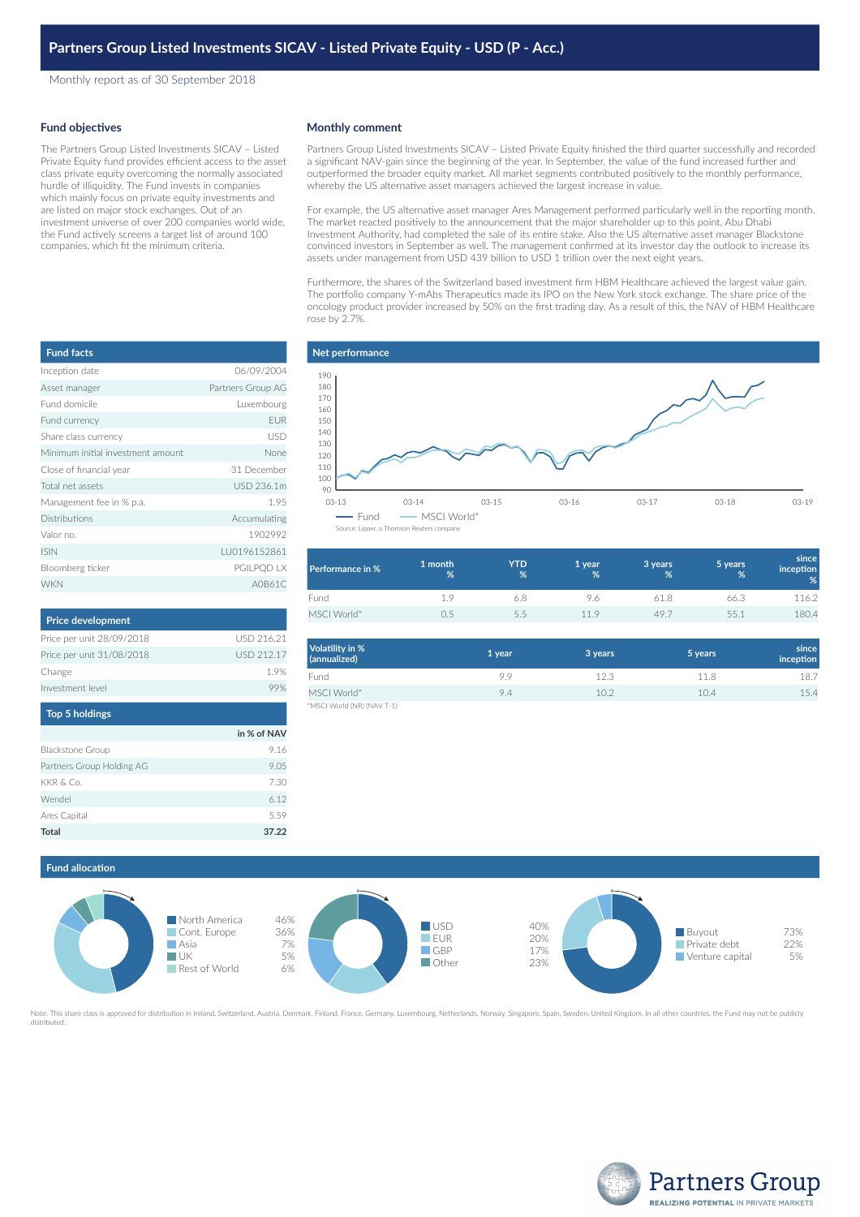# Partners Group Listed Investments SICAV - Listed Private Equity - USD (P - Acc.)

Monthly report as of 30 September 2018

## Fund objectives

The Partners Group Listed Investments SICAV – Listed Private Equity fund provides efficient access to the asset class private equity overcoming the normally associated hurdle of illiquidity. The Fund invests in companies which mainly focus on private equity investments and are listed on major stock exchanges. Out of an investment universe of over 200 companies world wide, the Fund actively screens a target list of around 100 companies, which fit the minimum criteria.

## Monthly comment

Partners Group Listed Investments SICAV – Listed Private Equity finished the third quarter successfully and recorded a significant NAV-gain since the beginning of the year. In September, the value of the fund increased further and outperformed the broader equity market. All market segments contributed positively to the monthly performance, whereby the US alternative asset managers achieved the largest increase in value.

For example, the US alternative asset manager Ares Management performed particularly well in the reporting month. The market reacted positively to the announcement that the major shareholder up to this point, Abu Dhabi Investment Authority, had completed the sale of its entire stake. Also the US alternative asset manager Blackstone convinced investors in September as well. The management confirmed at its investor day the outlook to increase its assets under management from USD 439 billion to USD 1 trillion over the next eight years.

Furthermore, the shares of the Switzerland based investment firm HBM Healthcare achieved the largest value gain. The portfolio company Y-mAbs Therapeutics made its IPO on the New York stock exchange. The share price of the oncology product provider increased by 50% on the first trading day. As a result of this, the NAV of HBM Healthcare rose by 2.7%.

## Fund facts

| | |
|---|---|
| Inception date | 06/09/2004 |
| Asset manager | Partners Group AG |
| Fund domicile | Luxembourg |
| Fund currency | EUR |
| Share class currency | USD |
| Minimum initial investment amount | None |
| Close of financial year | 31 December |
| Total net assets | USD 236.1m |
| Management fee in % p.a. | 1.95 |
| Distributions | Accumulating |
| Valor no. | 1902992 |
| ISIN | LU0196152861 |
| Bloomberg ticker | PGILPQD LX |
| WKN | A0B61C |

## Price development

| | |
|---|---|
| Price per unit 28/09/2018 | USD 216.21 |
| Price per unit 31/08/2018 | USD 212.17 |
| Change | 1.9% |
| Investment level | 99% |

## Top 5 holdings

| | in % of NAV |
|---|---|
| Blackstone Group | 9.16 |
| Partners Group Holding AG | 9.05 |
| KKR & Co. | 7.30 |
| Wendel | 6.12 |
| Ares Capital | 5.59 |
| **Total** | **37.22** |

## Net performance

Fund — MSCI World*

Source: Lipper, a Thomson Reuters company

| Performance in % | 1 month % | YTD % | 1 year % | 3 years % | 5 years % | since inception % |
|---|---|---|---|---|---|---|
| Fund | 1.9 | 6.8 | 9.6 | 61.8 | 66.3 | 116.2 |
| MSCI World* | 0.5 | 5.5 | 11.9 | 49.7 | 55.1 | 180.4 |

| Volatility in % (annualized) | 1 year | 3 years | 5 years | since inception |
|---|---|---|---|---|
| Fund | 9.9 | 12.3 | 11.8 | 18.7 |
| MSCI World* | 9.4 | 10.2 | 10.4 | 15.4 |

*MSCI World (NR) (NAV T-1)

## Fund allocation

| Region | % |
|---|---|
| North America | 46% |
| Cont. Europe | 36% |
| Asia | 7% |
| UK | 5% |
| Rest of World | 6% |

| Currency | % |
|---|---|
| USD | 40% |
| EUR | 20% |
| GBP | 17% |
| Other | 23% |

| Segment | % |
|---|---|
| Buyout | 73% |
| Private debt | 22% |
| Venture capital | 5% |

Note: This share class is approved for distribution in Ireland, Switzerland, Austria, Denmark, Finland, France, Germany, Luxembourg, Netherlands, Norway, Singapore, Spain, Sweden, United Kingdom. In all other countries, the Fund may not be publicly distributed.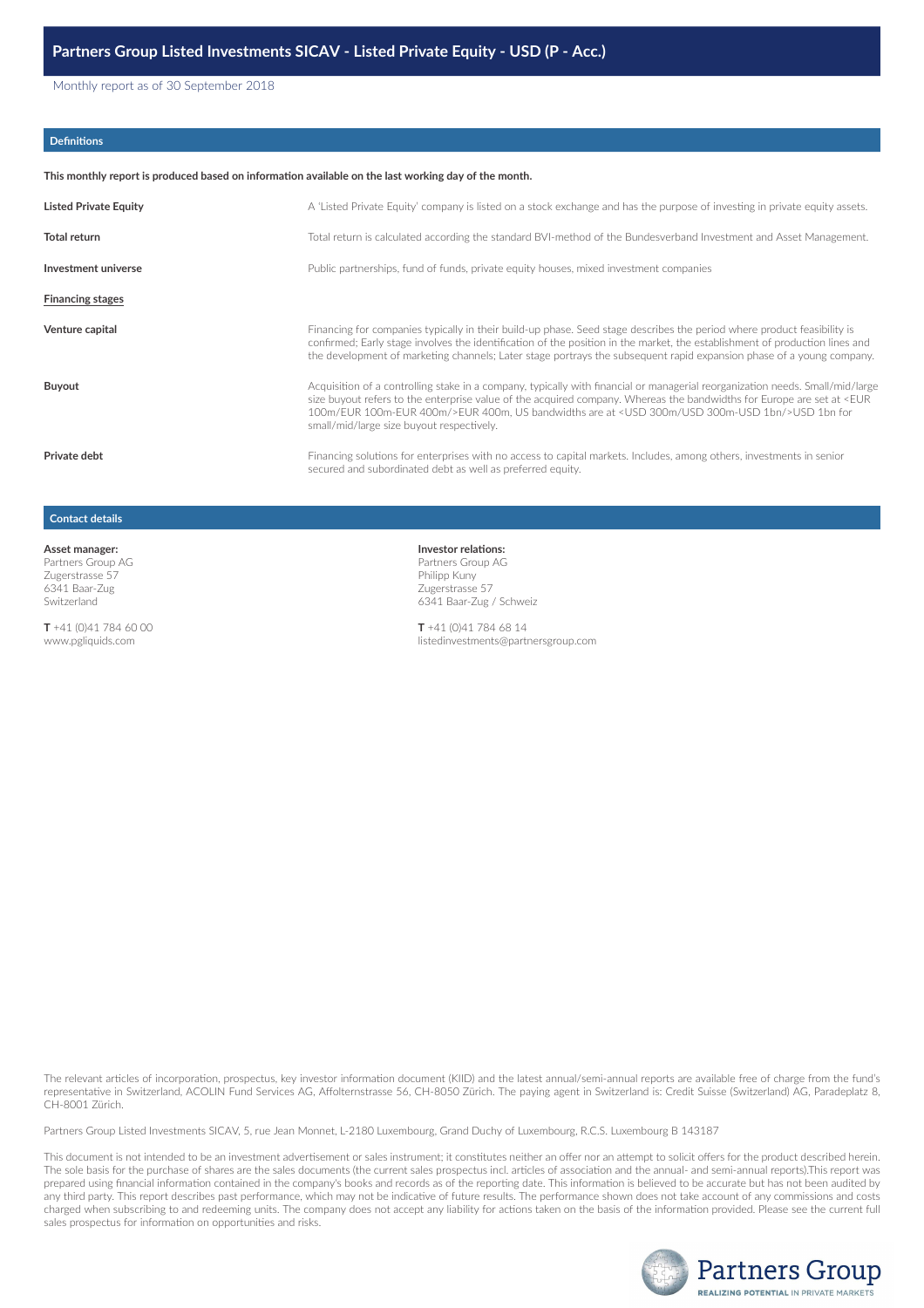# Partners Group Listed Investments SICAV - Listed Private Equity - USD (P - Acc.)

Monthly report as of 30 September 2018

## Definitions

**This monthly report is produced based on information available on the last working day of the month.**

| | |
|---|---|
| **Listed Private Equity** | A 'Listed Private Equity' company is listed on a stock exchange and has the purpose of investing in private equity assets. |
| **Total return** | Total return is calculated according the standard BVI-method of the Bundesverband Investment and Asset Management. |
| **Investment universe** | Public partnerships, fund of funds, private equity houses, mixed investment companies |
| **Financing stages** | |
| **Venture capital** | Financing for companies typically in their build-up phase. Seed stage describes the period where product feasibility is confirmed; Early stage involves the identification of the position in the market, the establishment of production lines and the development of marketing channels; Later stage portrays the subsequent rapid expansion phase of a young company. |
| **Buyout** | Acquisition of a controlling stake in a company, typically with financial or managerial reorganization needs. Small/mid/large size buyout refers to the enterprise value of the acquired company. Whereas the bandwidths for Europe are set at <EUR 100m/EUR 100m-EUR 400m/>EUR 400m, US bandwidths are at <USD 300m/USD 300m-USD 1bn/>USD 1bn for small/mid/large size buyout respectively. |
| **Private debt** | Financing solutions for enterprises with no access to capital markets. Includes, among others, investments in senior secured and subordinated debt as well as preferred equity. |

## Contact details

**Asset manager:**
Partners Group AG
Zugerstrasse 57
6341 Baar-Zug
Switzerland

**T** +41 (0)41 784 60 00
www.pgliquids.com

**Investor relations:**
Partners Group AG
Philipp Kuny
Zugerstrasse 57
6341 Baar-Zug / Schweiz

**T** +41 (0)41 784 68 14
listedinvestments@partnersgroup.com

The relevant articles of incorporation, prospectus, key investor information document (KIID) and the latest annual/semi-annual reports are available free of charge from the fund's representative in Switzerland, ACOLIN Fund Services AG, Affolternstrasse 56, CH-8050 Zürich. The paying agent in Switzerland is: Credit Suisse (Switzerland) AG, Paradeplatz 8, CH-8001 Zürich.

Partners Group Listed Investments SICAV, 5, rue Jean Monnet, L-2180 Luxembourg, Grand Duchy of Luxembourg, R.C.S. Luxembourg B 143187

This document is not intended to be an investment advertisement or sales instrument; it constitutes neither an offer nor an attempt to solicit offers for the product described herein. The sole basis for the purchase of shares are the sales documents (the current sales prospectus incl. articles of association and the annual- and semi-annual reports).This report was prepared using financial information contained in the company's books and records as of the reporting date. This information is believed to be accurate but has not been audited by any third party. This report describes past performance, which may not be indicative of future results. The performance shown does not take account of any commissions and costs charged when subscribing to and redeeming units. The company does not accept any liability for actions taken on the basis of the information provided. Please see the current full sales prospectus for information on opportunities and risks.

Partners Group
REALIZING POTENTIAL IN PRIVATE MARKETS